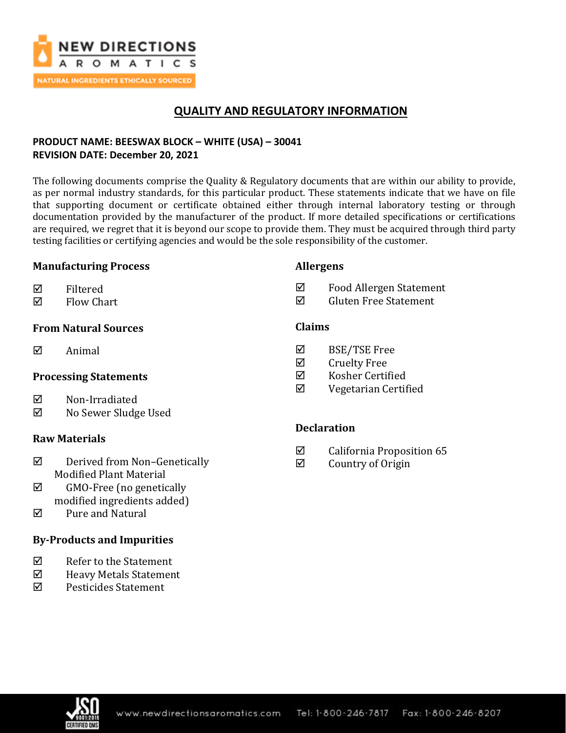NEW DIRECTIONS AROMATICS

NATURAL INGREDIENTS ETHICALLY SOURCED

# QUALITY AND REGULATORY INFORMATION

**PRODUCT NAME: BEESWAX BLOCK – WHITE (USA) – 30041**
**REVISION DATE: December 20, 2021**

The following documents comprise the Quality & Regulatory documents that are within our ability to provide, as per normal industry standards, for this particular product. These statements indicate that we have on file that supporting document or certificate obtained either through internal laboratory testing or through documentation provided by the manufacturer of the product. If more detailed specifications or certifications are required, we regret that it is beyond our scope to provide them. They must be acquired through third party testing facilities or certifying agencies and would be the sole responsibility of the customer.

### Manufacturing Process

- ☑ Filtered
- ☑ Flow Chart

### From Natural Sources

- ☑ Animal

### Processing Statements

- ☑ Non-Irradiated
- ☑ No Sewer Sludge Used

### Raw Materials

- ☑ Derived from Non–Genetically Modified Plant Material
- ☑ GMO-Free (no genetically modified ingredients added)
- ☑ Pure and Natural

### By-Products and Impurities

- ☑ Refer to the Statement
- ☑ Heavy Metals Statement
- ☑ Pesticides Statement

### Allergens

- ☑ Food Allergen Statement
- ☑ Gluten Free Statement

### Claims

- ☑ BSE/TSE Free
- ☑ Cruelty Free
- ☑ Kosher Certified
- ☑ Vegetarian Certified

### Declaration

- ☑ California Proposition 65
- ☑ Country of Origin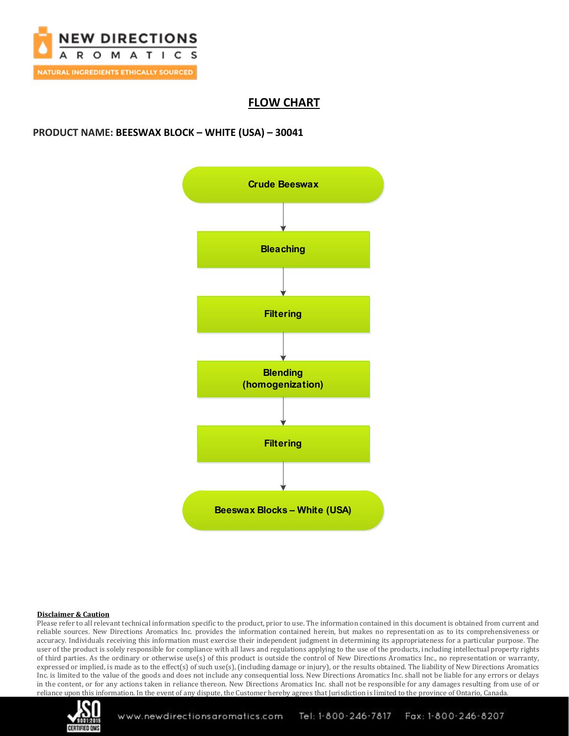# FLOW CHART

**PRODUCT NAME: BEESWAX BLOCK – WHITE (USA) – 30041**

Crude Beeswax

↓

Bleaching

↓

Filtering

↓

Blending (homogenization)

↓

Filtering

↓

Beeswax Blocks – White (USA)

**Disclaimer & Caution**

Please refer to all relevant technical information specific to the product, prior to use. The information contained in this document is obtained from current and reliable sources. New Directions Aromatics Inc. provides the information contained herein, but makes no representation as to its comprehensiveness or accuracy. Individuals receiving this information must exercise their independent judgment in determining its appropriateness for a particular purpose. The user of the product is solely responsible for compliance with all laws and regulations applying to the use of the products, including intellectual property rights of third parties. As the ordinary or otherwise use(s) of this product is outside the control of New Directions Aromatics Inc., no representation or warranty, expressed or implied, is made as to the effect(s) of such use(s), (including damage or injury), or the results obtained. The liability of New Directions Aromatics Inc. is limited to the value of the goods and does not include any consequential loss. New Directions Aromatics Inc. shall not be liable for any errors or delays in the content, or for any actions taken in reliance thereon. New Directions Aromatics Inc. shall not be responsible for any damages resulting from use of or reliance upon this information. In the event of any dispute, the Customer hereby agrees that Jurisdiction is limited to the province of Ontario, Canada.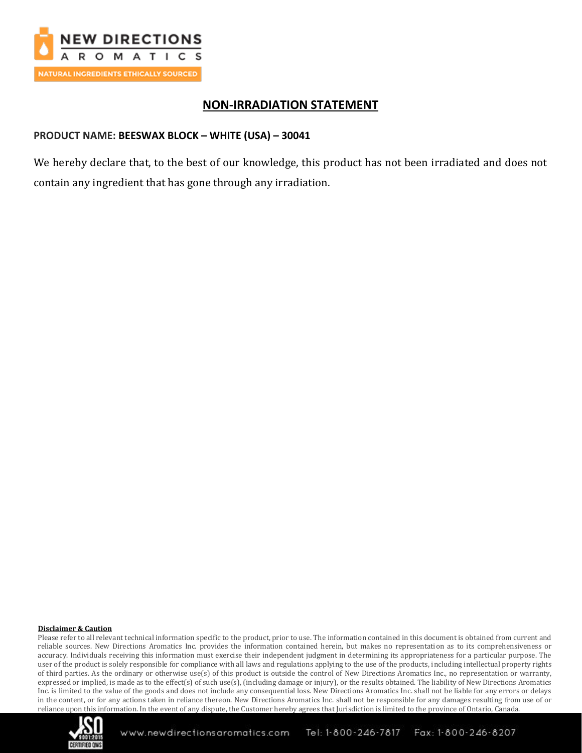# NON-IRRADIATION STATEMENT

**PRODUCT NAME: BEESWAX BLOCK – WHITE (USA) – 30041**

We hereby declare that, to the best of our knowledge, this product has not been irradiated and does not contain any ingredient that has gone through any irradiation.

**Disclaimer & Caution**

Please refer to all relevant technical information specific to the product, prior to use. The information contained in this document is obtained from current and reliable sources. New Directions Aromatics Inc. provides the information contained herein, but makes no representation as to its comprehensiveness or accuracy. Individuals receiving this information must exercise their independent judgment in determining its appropriateness for a particular purpose. The user of the product is solely responsible for compliance with all laws and regulations applying to the use of the products, including intellectual property rights of third parties. As the ordinary or otherwise use(s) of this product is outside the control of New Directions Aromatics Inc., no representation or warranty, expressed or implied, is made as to the effect(s) of such use(s), (including damage or injury), or the results obtained. The liability of New Directions Aromatics Inc. is limited to the value of the goods and does not include any consequential loss. New Directions Aromatics Inc. shall not be liable for any errors or delays in the content, or for any actions taken in reliance thereon. New Directions Aromatics Inc. shall not be responsible for any damages resulting from use of or reliance upon this information. In the event of any dispute, the Customer hereby agrees that Jurisdiction is limited to the province of Ontario, Canada.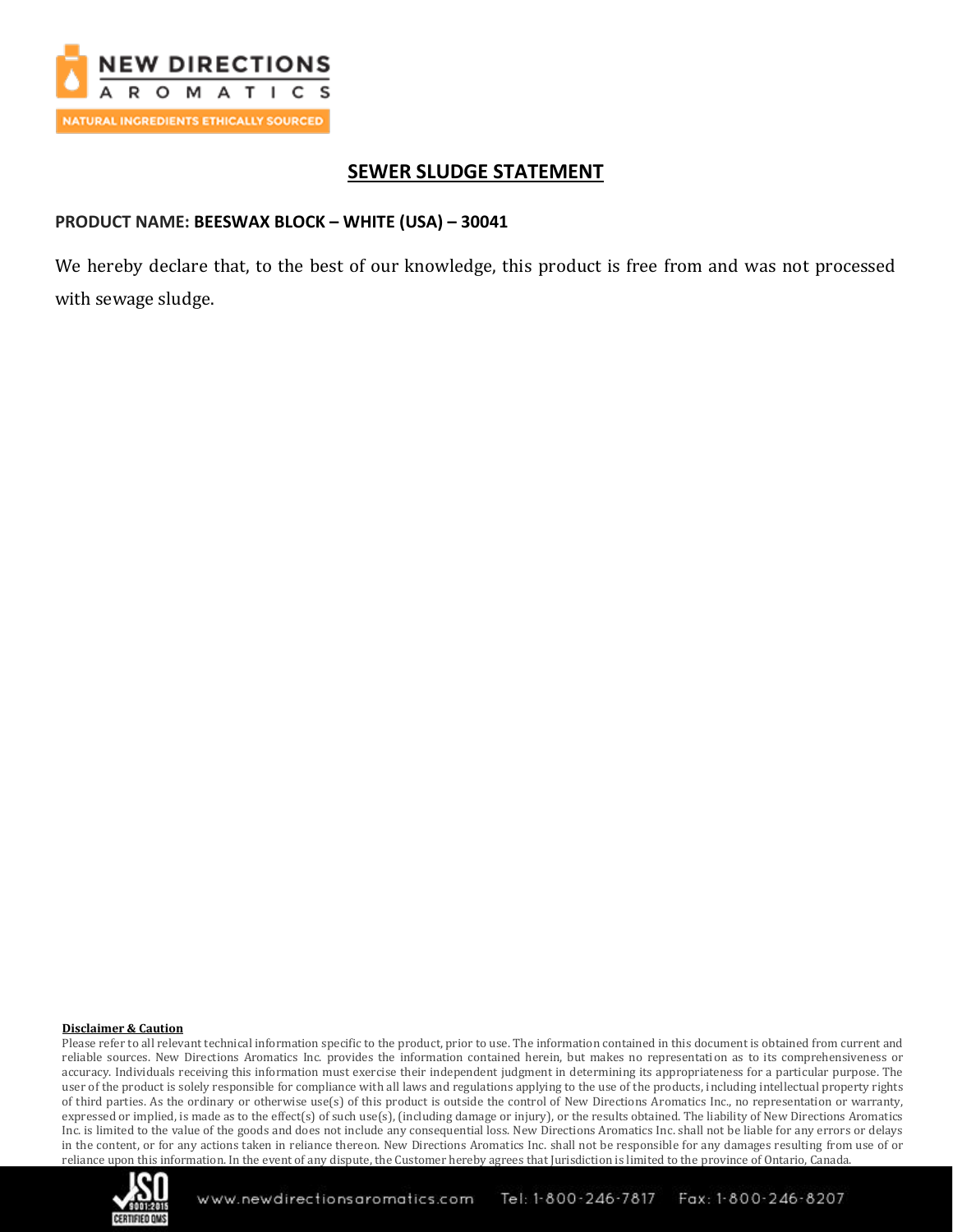# SEWER SLUDGE STATEMENT

**PRODUCT NAME: BEESWAX BLOCK – WHITE (USA) – 30041**

We hereby declare that, to the best of our knowledge, this product is free from and was not processed with sewage sludge.

**Disclaimer & Caution**

Please refer to all relevant technical information specific to the product, prior to use. The information contained in this document is obtained from current and reliable sources. New Directions Aromatics Inc. provides the information contained herein, but makes no representation as to its comprehensiveness or accuracy. Individuals receiving this information must exercise their independent judgment in determining its appropriateness for a particular purpose. The user of the product is solely responsible for compliance with all laws and regulations applying to the use of the products, including intellectual property rights of third parties. As the ordinary or otherwise use(s) of this product is outside the control of New Directions Aromatics Inc., no representation or warranty, expressed or implied, is made as to the effect(s) of such use(s), (including damage or injury), or the results obtained. The liability of New Directions Aromatics Inc. is limited to the value of the goods and does not include any consequential loss. New Directions Aromatics Inc. shall not be liable for any errors or delays in the content, or for any actions taken in reliance thereon. New Directions Aromatics Inc. shall not be responsible for any damages resulting from use of or reliance upon this information. In the event of any dispute, the Customer hereby agrees that Jurisdiction is limited to the province of Ontario, Canada.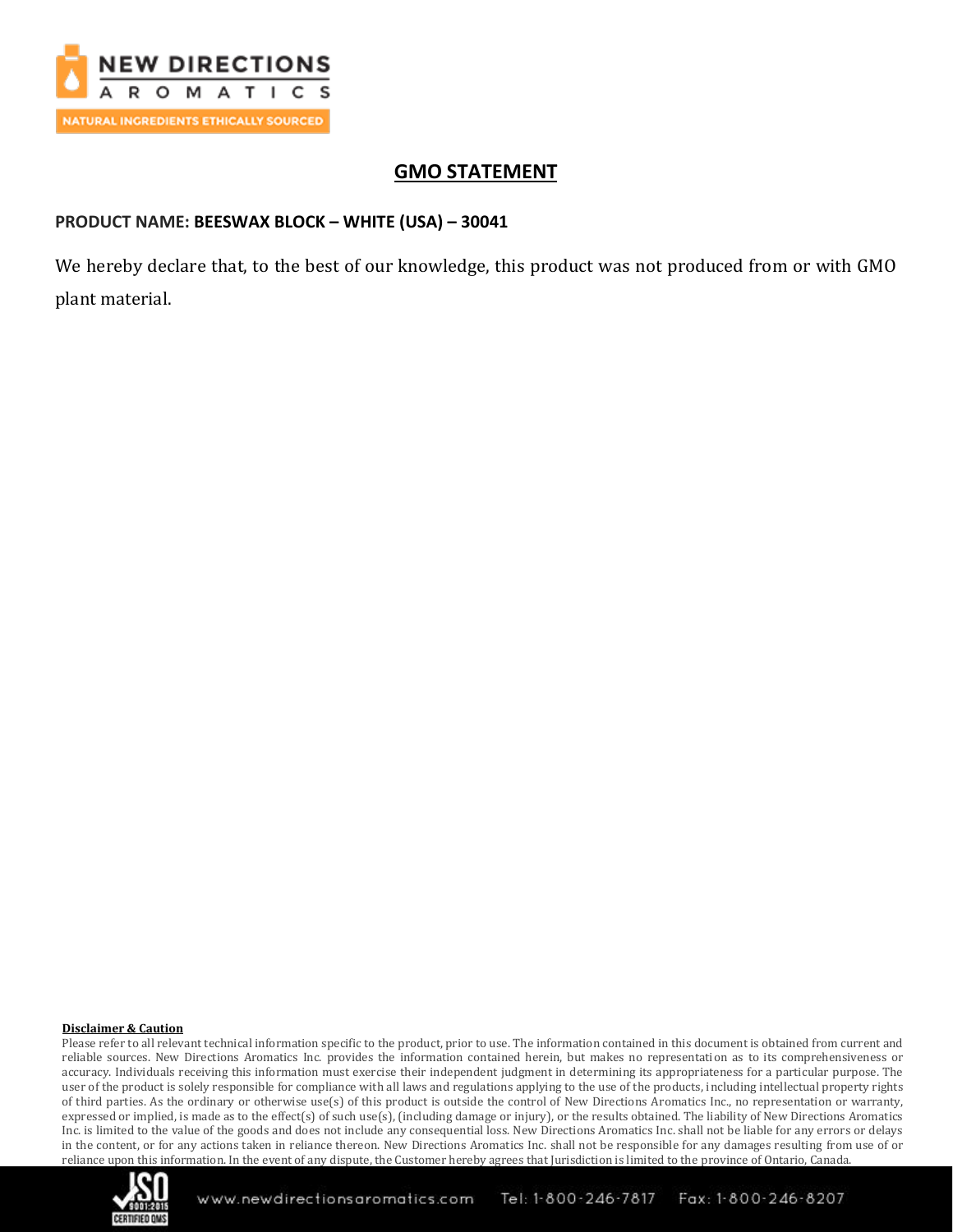# GMO STATEMENT

**PRODUCT NAME: BEESWAX BLOCK – WHITE (USA) – 30041**

We hereby declare that, to the best of our knowledge, this product was not produced from or with GMO plant material.

**Disclaimer & Caution**

Please refer to all relevant technical information specific to the product, prior to use. The information contained in this document is obtained from current and reliable sources. New Directions Aromatics Inc. provides the information contained herein, but makes no representation as to its comprehensiveness or accuracy. Individuals receiving this information must exercise their independent judgment in determining its appropriateness for a particular purpose. The user of the product is solely responsible for compliance with all laws and regulations applying to the use of the products, including intellectual property rights of third parties. As the ordinary or otherwise use(s) of this product is outside the control of New Directions Aromatics Inc., no representation or warranty, expressed or implied, is made as to the effect(s) of such use(s), (including damage or injury), or the results obtained. The liability of New Directions Aromatics Inc. is limited to the value of the goods and does not include any consequential loss. New Directions Aromatics Inc. shall not be liable for any errors or delays in the content, or for any actions taken in reliance thereon. New Directions Aromatics Inc. shall not be responsible for any damages resulting from use of or reliance upon this information. In the event of any dispute, the Customer hereby agrees that Jurisdiction is limited to the province of Ontario, Canada.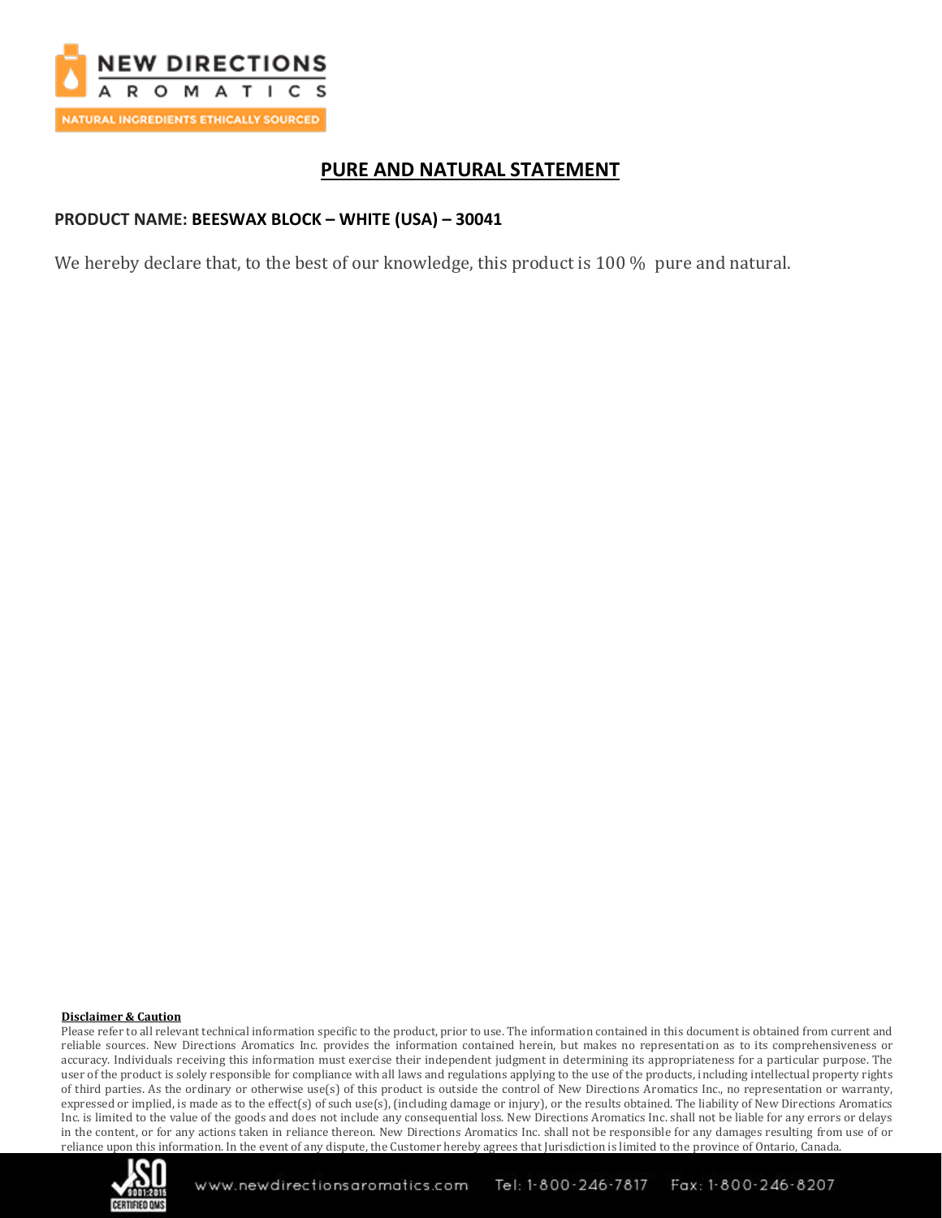# PURE AND NATURAL STATEMENT

**PRODUCT NAME: BEESWAX BLOCK – WHITE (USA) – 30041**

We hereby declare that, to the best of our knowledge, this product is 100 % pure and natural.

**Disclaimer & Caution**

Please refer to all relevant technical information specific to the product, prior to use. The information contained in this document is obtained from current and reliable sources. New Directions Aromatics Inc. provides the information contained herein, but makes no representation as to its comprehensiveness or accuracy. Individuals receiving this information must exercise their independent judgment in determining its appropriateness for a particular purpose. The user of the product is solely responsible for compliance with all laws and regulations applying to the use of the products, including intellectual property rights of third parties. As the ordinary or otherwise use(s) of this product is outside the control of New Directions Aromatics Inc., no representation or warranty, expressed or implied, is made as to the effect(s) of such use(s), (including damage or injury), or the results obtained. The liability of New Directions Aromatics Inc. is limited to the value of the goods and does not include any consequential loss. New Directions Aromatics Inc. shall not be liable for any errors or delays in the content, or for any actions taken in reliance thereon. New Directions Aromatics Inc. shall not be responsible for any damages resulting from use of or reliance upon this information. In the event of any dispute, the Customer hereby agrees that Jurisdiction is limited to the province of Ontario, Canada.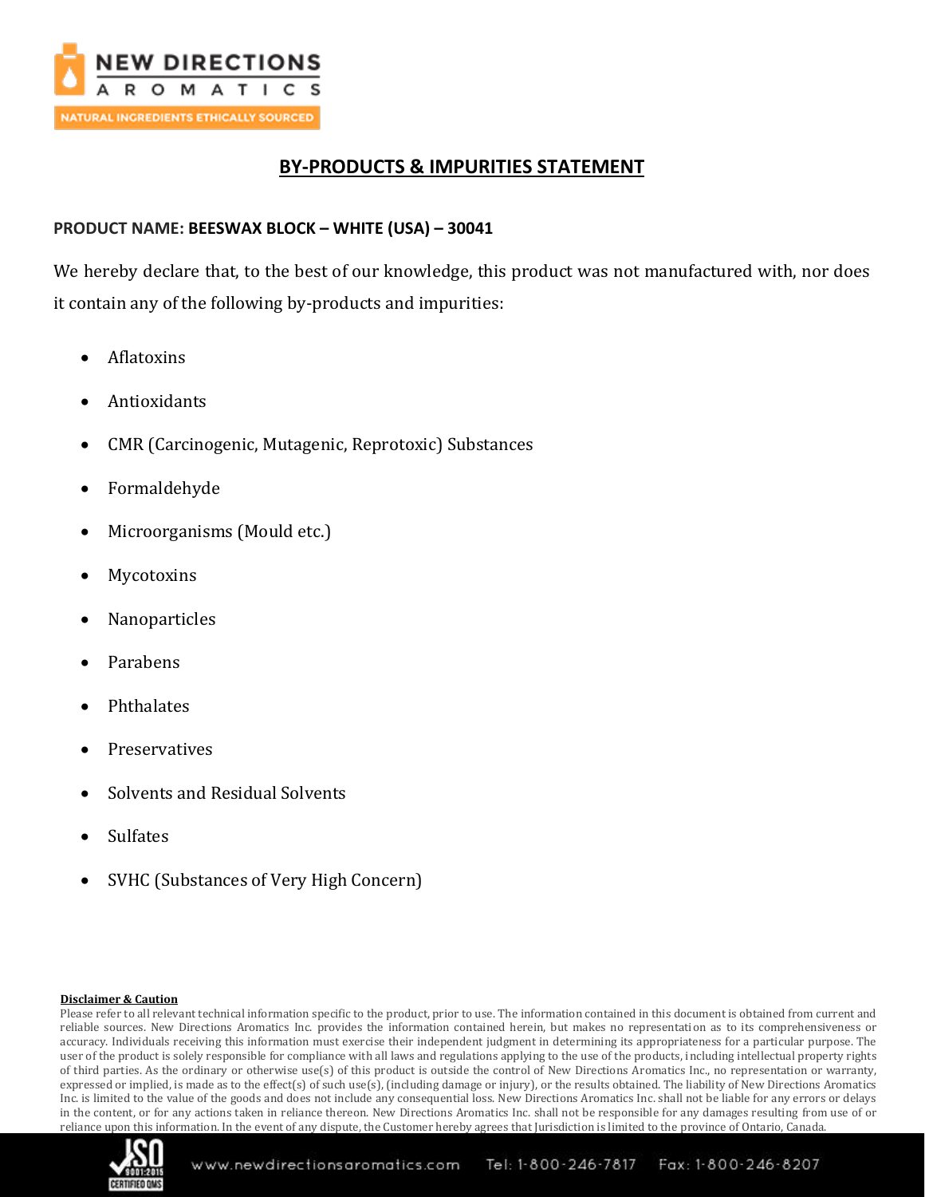## BY-PRODUCTS & IMPURITIES STATEMENT

**PRODUCT NAME: BEESWAX BLOCK – WHITE (USA) – 30041**

We hereby declare that, to the best of our knowledge, this product was not manufactured with, nor does it contain any of the following by-products and impurities:

- Aflatoxins
- Antioxidants
- CMR (Carcinogenic, Mutagenic, Reprotoxic) Substances
- Formaldehyde
- Microorganisms (Mould etc.)
- Mycotoxins
- Nanoparticles
- Parabens
- Phthalates
- Preservatives
- Solvents and Residual Solvents
- Sulfates
- SVHC (Substances of Very High Concern)

**Disclaimer & Caution**

Please refer to all relevant technical information specific to the product, prior to use. The information contained in this document is obtained from current and reliable sources. New Directions Aromatics Inc. provides the information contained herein, but makes no representation as to its comprehensiveness or accuracy. Individuals receiving this information must exercise their independent judgment in determining its appropriateness for a particular purpose. The user of the product is solely responsible for compliance with all laws and regulations applying to the use of the products, including intellectual property rights of third parties. As the ordinary or otherwise use(s) of this product is outside the control of New Directions Aromatics Inc., no representation or warranty, expressed or implied, is made as to the effect(s) of such use(s), (including damage or injury), or the results obtained. The liability of New Directions Aromatics Inc. is limited to the value of the goods and does not include any consequential loss. New Directions Aromatics Inc. shall not be liable for any errors or delays in the content, or for any actions taken in reliance thereon. New Directions Aromatics Inc. shall not be responsible for any damages resulting from use of or reliance upon this information. In the event of any dispute, the Customer hereby agrees that Jurisdiction is limited to the province of Ontario, Canada.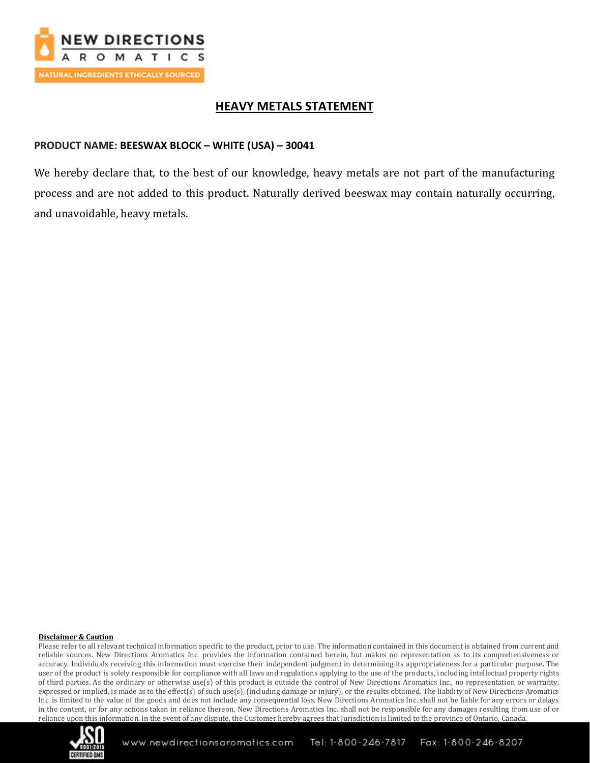# HEAVY METALS STATEMENT

**PRODUCT NAME: BEESWAX BLOCK – WHITE (USA) – 30041**

We hereby declare that, to the best of our knowledge, heavy metals are not part of the manufacturing process and are not added to this product. Naturally derived beeswax may contain naturally occurring, and unavoidable, heavy metals.

**Disclaimer & Caution**

Please refer to all relevant technical information specific to the product, prior to use. The information contained in this document is obtained from current and reliable sources. New Directions Aromatics Inc. provides the information contained herein, but makes no representation as to its comprehensiveness or accuracy. Individuals receiving this information must exercise their independent judgment in determining its appropriateness for a particular purpose. The user of the product is solely responsible for compliance with all laws and regulations applying to the use of the products, including intellectual property rights of third parties. As the ordinary or otherwise use(s) of this product is outside the control of New Directions Aromatics Inc., no representation or warranty, expressed or implied, is made as to the effect(s) of such use(s), (including damage or injury), or the results obtained. The liability of New Directions Aromatics Inc. is limited to the value of the goods and does not include any consequential loss. New Directions Aromatics Inc. shall not be liable for any errors or delays in the content, or for any actions taken in reliance thereon. New Directions Aromatics Inc. shall not be responsible for any damages resulting from use of or reliance upon this information. In the event of any dispute, the Customer hereby agrees that Jurisdiction is limited to the province of Ontario, Canada.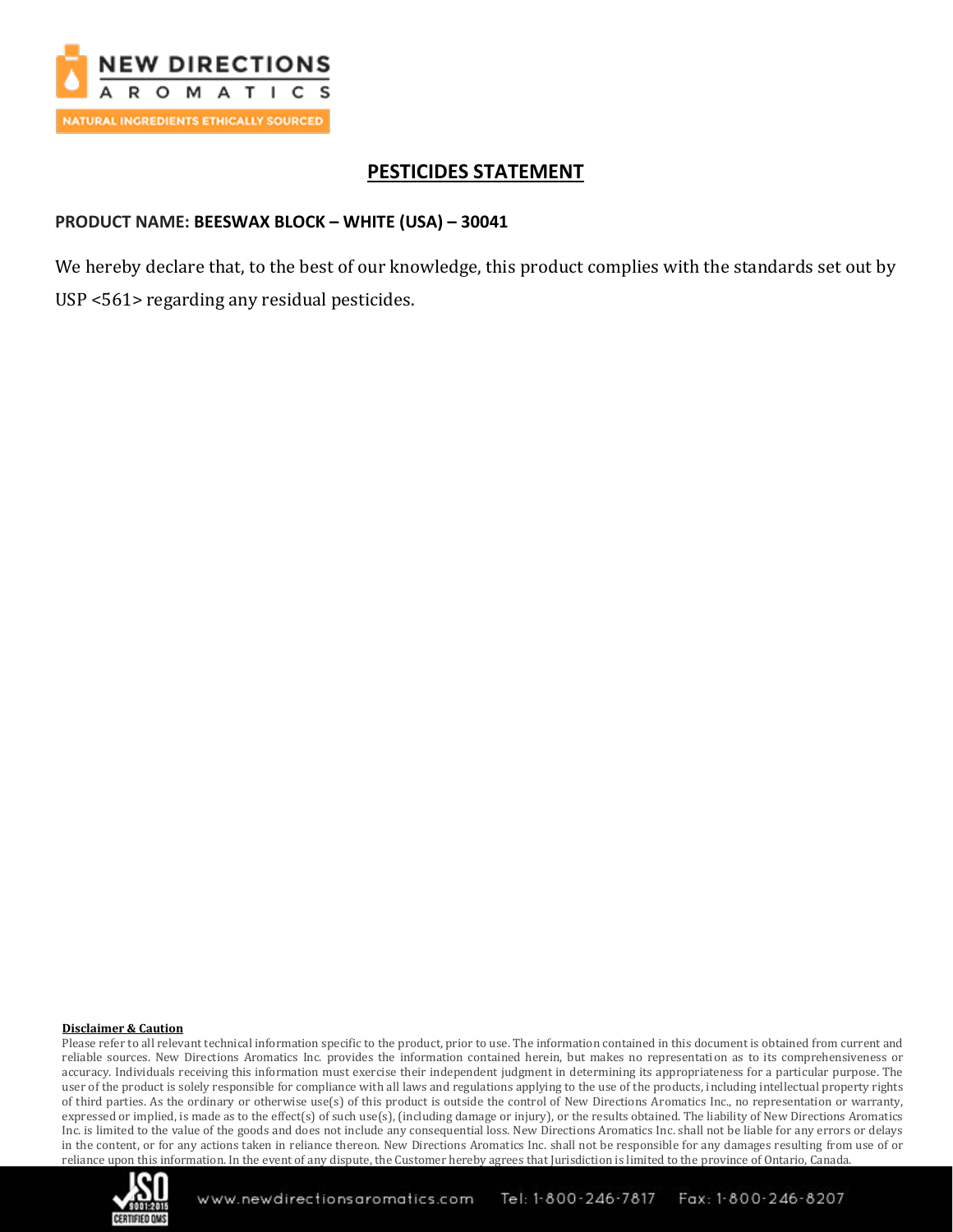# PESTICIDES STATEMENT

**PRODUCT NAME: BEESWAX BLOCK – WHITE (USA) – 30041**

We hereby declare that, to the best of our knowledge, this product complies with the standards set out by USP <561> regarding any residual pesticides.

**Disclaimer & Caution**

Please refer to all relevant technical information specific to the product, prior to use. The information contained in this document is obtained from current and reliable sources. New Directions Aromatics Inc. provides the information contained herein, but makes no representation as to its comprehensiveness or accuracy. Individuals receiving this information must exercise their independent judgment in determining its appropriateness for a particular purpose. The user of the product is solely responsible for compliance with all laws and regulations applying to the use of the products, including intellectual property rights of third parties. As the ordinary or otherwise use(s) of this product is outside the control of New Directions Aromatics Inc., no representation or warranty, expressed or implied, is made as to the effect(s) of such use(s), (including damage or injury), or the results obtained. The liability of New Directions Aromatics Inc. is limited to the value of the goods and does not include any consequential loss. New Directions Aromatics Inc. shall not be liable for any errors or delays in the content, or for any actions taken in reliance thereon. New Directions Aromatics Inc. shall not be responsible for any damages resulting from use of or reliance upon this information. In the event of any dispute, the Customer hereby agrees that Jurisdiction is limited to the province of Ontario, Canada.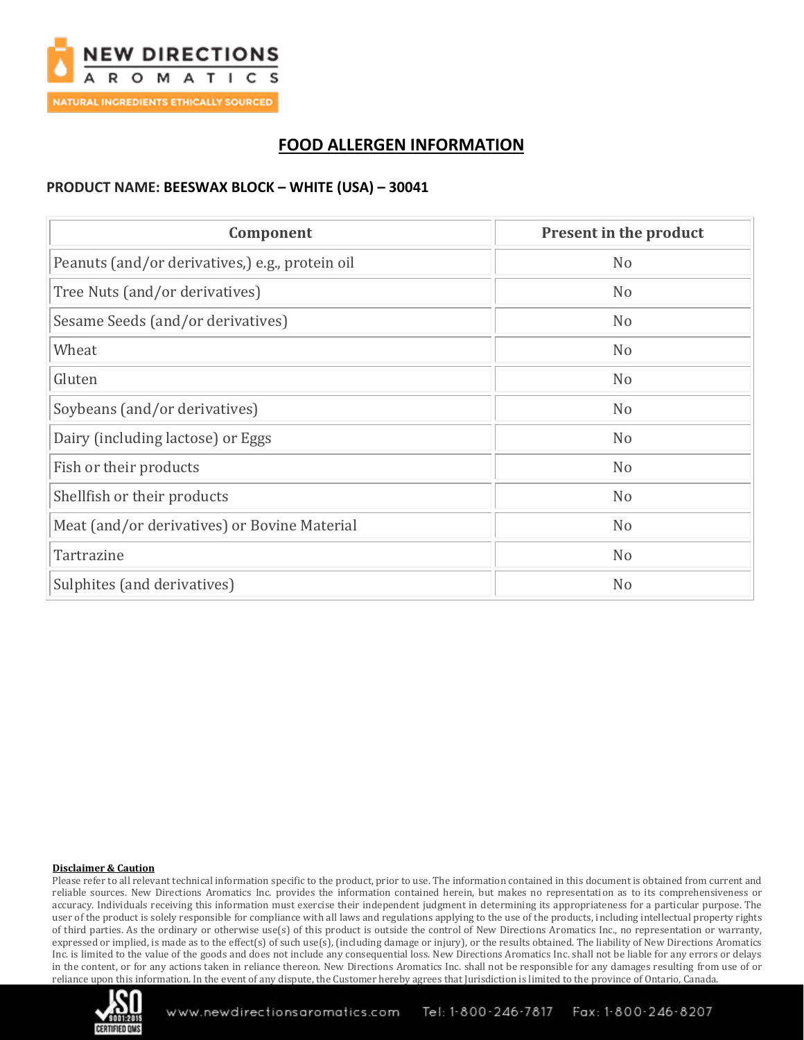# FOOD ALLERGEN INFORMATION

**PRODUCT NAME: BEESWAX BLOCK – WHITE (USA) – 30041**

| Component | Present in the product |
|---|---|
| Peanuts (and/or derivatives,) e.g., protein oil | No |
| Tree Nuts (and/or derivatives) | No |
| Sesame Seeds (and/or derivatives) | No |
| Wheat | No |
| Gluten | No |
| Soybeans (and/or derivatives) | No |
| Dairy (including lactose) or Eggs | No |
| Fish or their products | No |
| Shellfish or their products | No |
| Meat (and/or derivatives) or Bovine Material | No |
| Tartrazine | No |
| Sulphites (and derivatives) | No |

**Disclaimer & Caution**

Please refer to all relevant technical information specific to the product, prior to use. The information contained in this document is obtained from current and reliable sources. New Directions Aromatics Inc. provides the information contained herein, but makes no representation as to its comprehensiveness or accuracy. Individuals receiving this information must exercise their independent judgment in determining its appropriateness for a particular purpose. The user of the product is solely responsible for compliance with all laws and regulations applying to the use of the products, including intellectual property rights of third parties. As the ordinary or otherwise use(s) of this product is outside the control of New Directions Aromatics Inc., no representation or warranty, expressed or implied, is made as to the effect(s) of such use(s), (including damage or injury), or the results obtained. The liability of New Directions Aromatics Inc. is limited to the value of the goods and does not include any consequential loss. New Directions Aromatics Inc. shall not be liable for any errors or delays in the content, or for any actions taken in reliance thereon. New Directions Aromatics Inc. shall not be responsible for any damages resulting from use of or reliance upon this information. In the event of any dispute, the Customer hereby agrees that Jurisdiction is limited to the province of Ontario, Canada.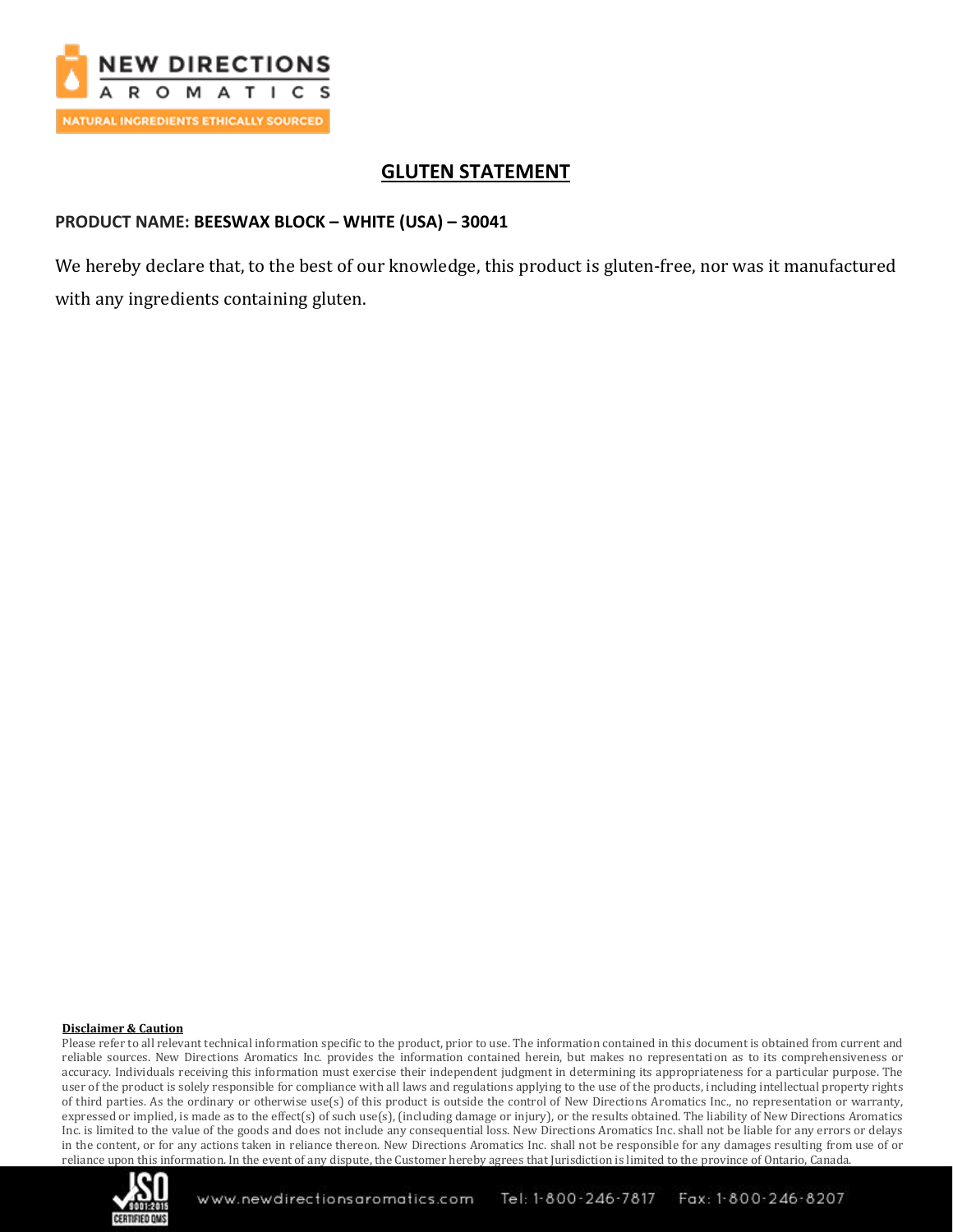# GLUTEN STATEMENT

**PRODUCT NAME: BEESWAX BLOCK – WHITE (USA) – 30041**

We hereby declare that, to the best of our knowledge, this product is gluten-free, nor was it manufactured with any ingredients containing gluten.

**Disclaimer & Caution**

Please refer to all relevant technical information specific to the product, prior to use. The information contained in this document is obtained from current and reliable sources. New Directions Aromatics Inc. provides the information contained herein, but makes no representation as to its comprehensiveness or accuracy. Individuals receiving this information must exercise their independent judgment in determining its appropriateness for a particular purpose. The user of the product is solely responsible for compliance with all laws and regulations applying to the use of the products, including intellectual property rights of third parties. As the ordinary or otherwise use(s) of this product is outside the control of New Directions Aromatics Inc., no representation or warranty, expressed or implied, is made as to the effect(s) of such use(s), (including damage or injury), or the results obtained. The liability of New Directions Aromatics Inc. is limited to the value of the goods and does not include any consequential loss. New Directions Aromatics Inc. shall not be liable for any errors or delays in the content, or for any actions taken in reliance thereon. New Directions Aromatics Inc. shall not be responsible for any damages resulting from use of or reliance upon this information. In the event of any dispute, the Customer hereby agrees that Jurisdiction is limited to the province of Ontario, Canada.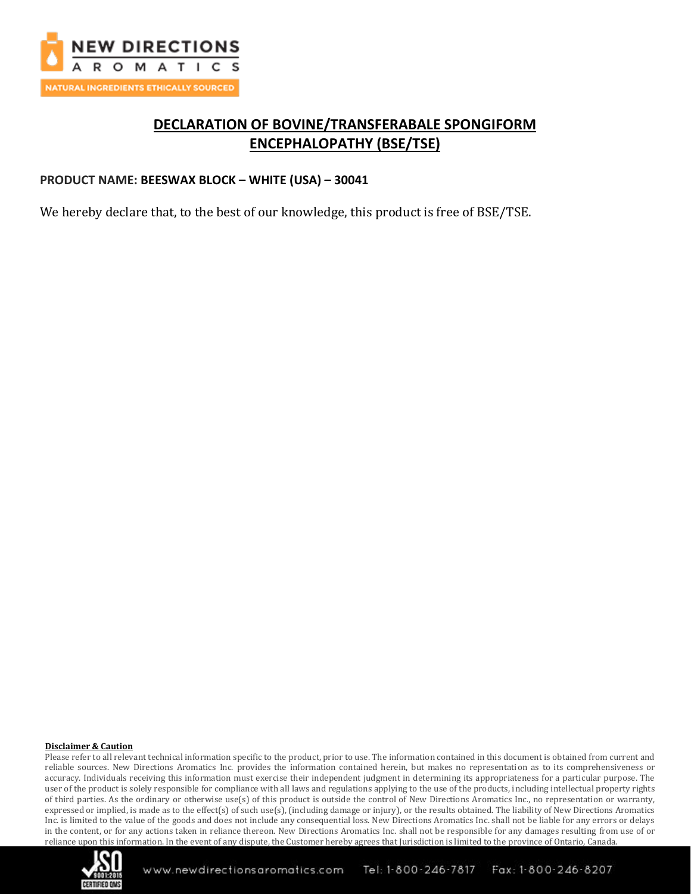# DECLARATION OF BOVINE/TRANSFERABALE SPONGIFORM ENCEPHALOPATHY (BSE/TSE)

**PRODUCT NAME: BEESWAX BLOCK – WHITE (USA) – 30041**

We hereby declare that, to the best of our knowledge, this product is free of BSE/TSE.

**Disclaimer & Caution**

Please refer to all relevant technical information specific to the product, prior to use. The information contained in this document is obtained from current and reliable sources. New Directions Aromatics Inc. provides the information contained herein, but makes no representation as to its comprehensiveness or accuracy. Individuals receiving this information must exercise their independent judgment in determining its appropriateness for a particular purpose. The user of the product is solely responsible for compliance with all laws and regulations applying to the use of the products, including intellectual property rights of third parties. As the ordinary or otherwise use(s) of this product is outside the control of New Directions Aromatics Inc., no representation or warranty, expressed or implied, is made as to the effect(s) of such use(s), (including damage or injury), or the results obtained. The liability of New Directions Aromatics Inc. is limited to the value of the goods and does not include any consequential loss. New Directions Aromatics Inc. shall not be liable for any errors or delays in the content, or for any actions taken in reliance thereon. New Directions Aromatics Inc. shall not be responsible for any damages resulting from use of or reliance upon this information. In the event of any dispute, the Customer hereby agrees that Jurisdiction is limited to the province of Ontario, Canada.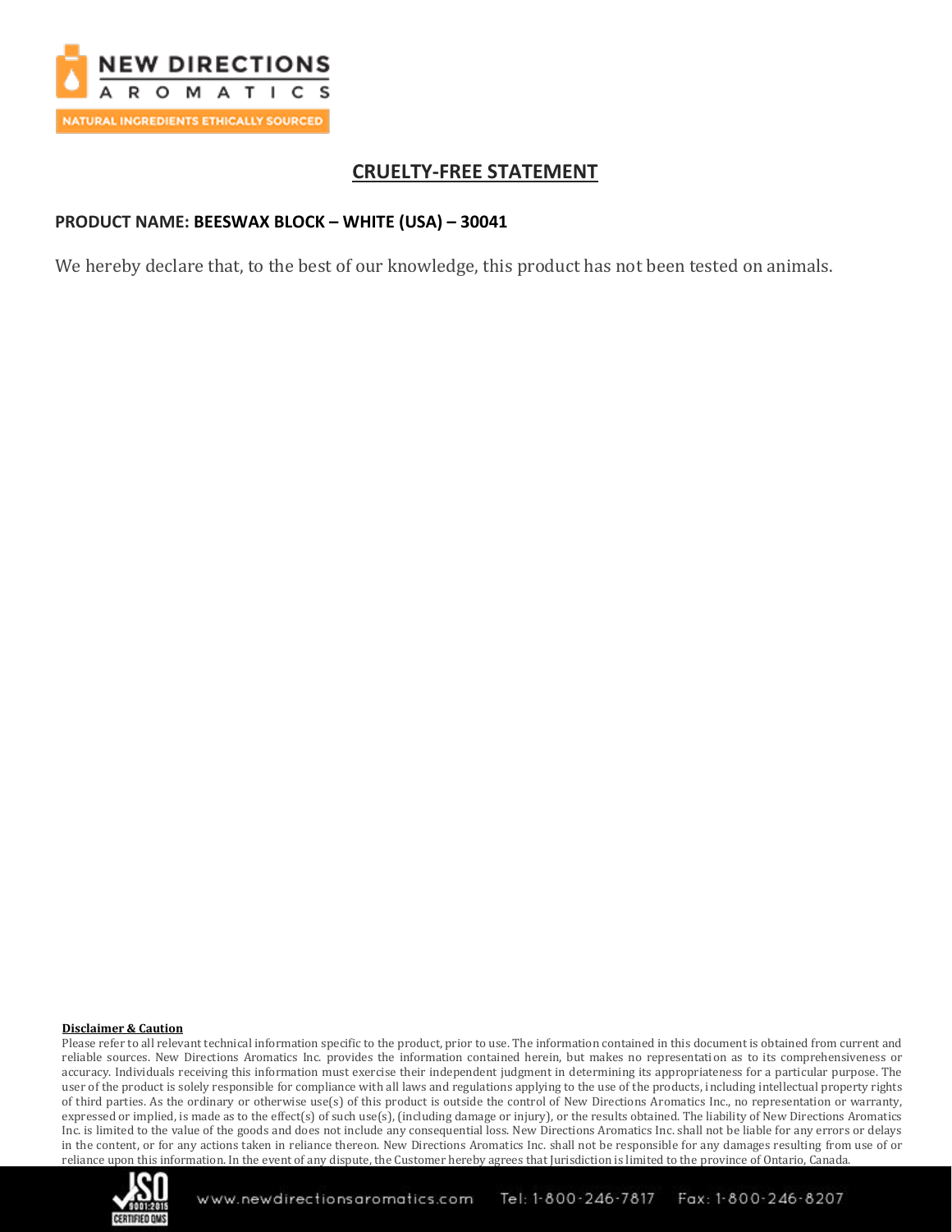## CRUELTY-FREE STATEMENT

**PRODUCT NAME: BEESWAX BLOCK – WHITE (USA) – 30041**

We hereby declare that, to the best of our knowledge, this product has not been tested on animals.

**Disclaimer & Caution**

Please refer to all relevant technical information specific to the product, prior to use. The information contained in this document is obtained from current and reliable sources. New Directions Aromatics Inc. provides the information contained herein, but makes no representation as to its comprehensiveness or accuracy. Individuals receiving this information must exercise their independent judgment in determining its appropriateness for a particular purpose. The user of the product is solely responsible for compliance with all laws and regulations applying to the use of the products, including intellectual property rights of third parties. As the ordinary or otherwise use(s) of this product is outside the control of New Directions Aromatics Inc., no representation or warranty, expressed or implied, is made as to the effect(s) of such use(s), (including damage or injury), or the results obtained. The liability of New Directions Aromatics Inc. is limited to the value of the goods and does not include any consequential loss. New Directions Aromatics Inc. shall not be liable for any errors or delays in the content, or for any actions taken in reliance thereon. New Directions Aromatics Inc. shall not be responsible for any damages resulting from use of or reliance upon this information. In the event of any dispute, the Customer hereby agrees that Jurisdiction is limited to the province of Ontario, Canada.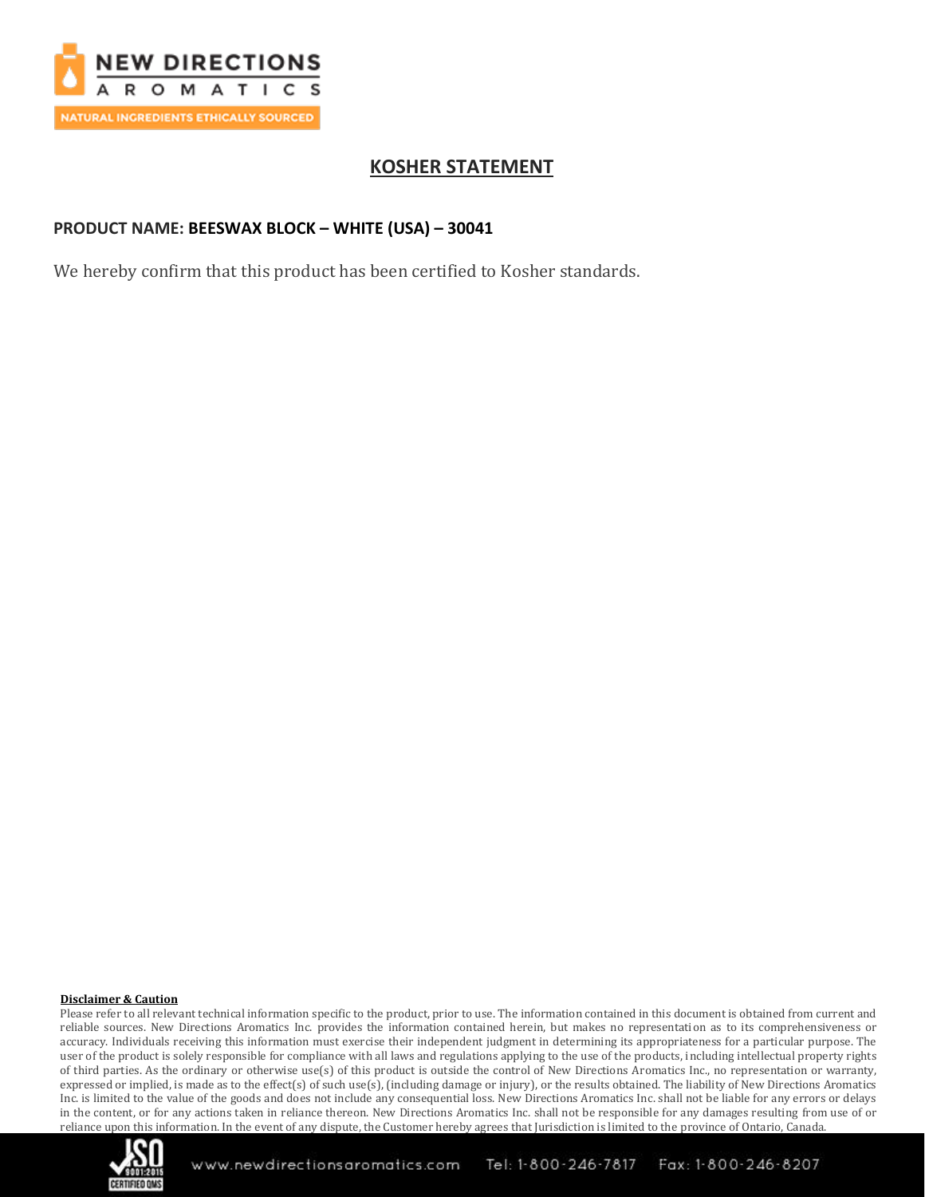## KOSHER STATEMENT

**PRODUCT NAME: BEESWAX BLOCK – WHITE (USA) – 30041**

We hereby confirm that this product has been certified to Kosher standards.

**Disclaimer & Caution**

Please refer to all relevant technical information specific to the product, prior to use. The information contained in this document is obtained from current and reliable sources. New Directions Aromatics Inc. provides the information contained herein, but makes no representation as to its comprehensiveness or accuracy. Individuals receiving this information must exercise their independent judgment in determining its appropriateness for a particular purpose. The user of the product is solely responsible for compliance with all laws and regulations applying to the use of the products, including intellectual property rights of third parties. As the ordinary or otherwise use(s) of this product is outside the control of New Directions Aromatics Inc., no representation or warranty, expressed or implied, is made as to the effect(s) of such use(s), (including damage or injury), or the results obtained. The liability of New Directions Aromatics Inc. is limited to the value of the goods and does not include any consequential loss. New Directions Aromatics Inc. shall not be liable for any errors or delays in the content, or for any actions taken in reliance thereon. New Directions Aromatics Inc. shall not be responsible for any damages resulting from use of or reliance upon this information. In the event of any dispute, the Customer hereby agrees that Jurisdiction is limited to the province of Ontario, Canada.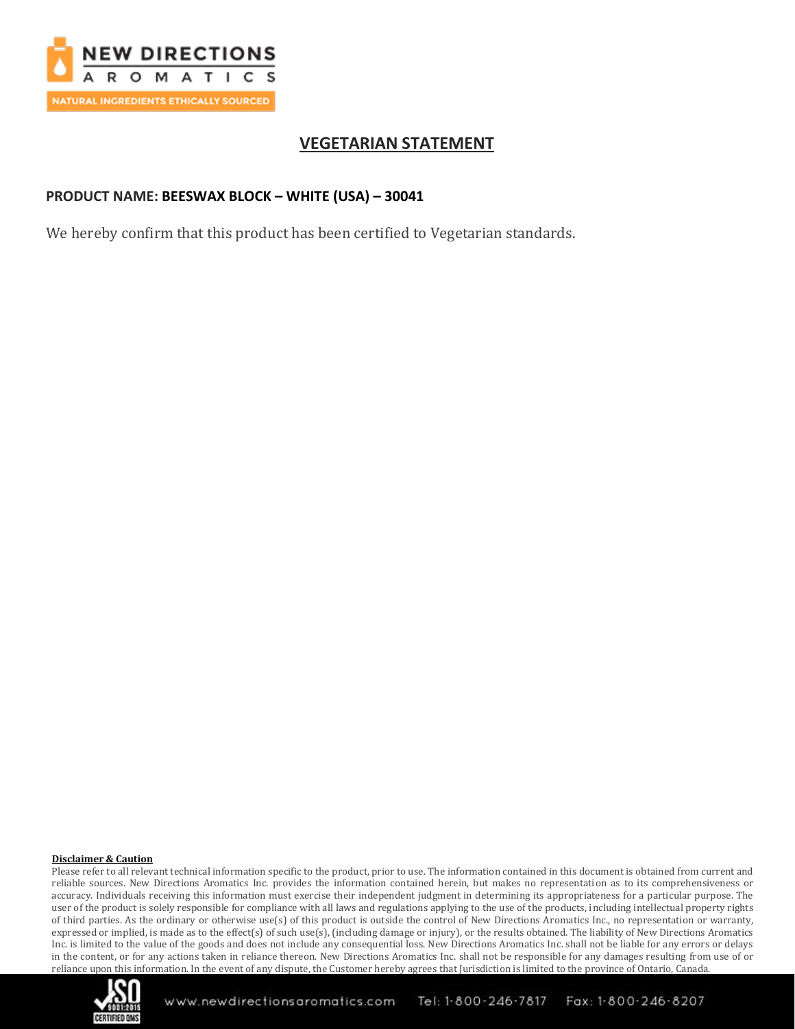## VEGETARIAN STATEMENT

**PRODUCT NAME: BEESWAX BLOCK – WHITE (USA) – 30041**

We hereby confirm that this product has been certified to Vegetarian standards.

**Disclaimer & Caution**

Please refer to all relevant technical information specific to the product, prior to use. The information contained in this document is obtained from current and reliable sources. New Directions Aromatics Inc. provides the information contained herein, but makes no representation as to its comprehensiveness or accuracy. Individuals receiving this information must exercise their independent judgment in determining its appropriateness for a particular purpose. The user of the product is solely responsible for compliance with all laws and regulations applying to the use of the products, including intellectual property rights of third parties. As the ordinary or otherwise use(s) of this product is outside the control of New Directions Aromatics Inc., no representation or warranty, expressed or implied, is made as to the effect(s) of such use(s), (including damage or injury), or the results obtained. The liability of New Directions Aromatics Inc. is limited to the value of the goods and does not include any consequential loss. New Directions Aromatics Inc. shall not be liable for any errors or delays in the content, or for any actions taken in reliance thereon. New Directions Aromatics Inc. shall not be responsible for any damages resulting from use of or reliance upon this information. In the event of any dispute, the Customer hereby agrees that Jurisdiction is limited to the province of Ontario, Canada.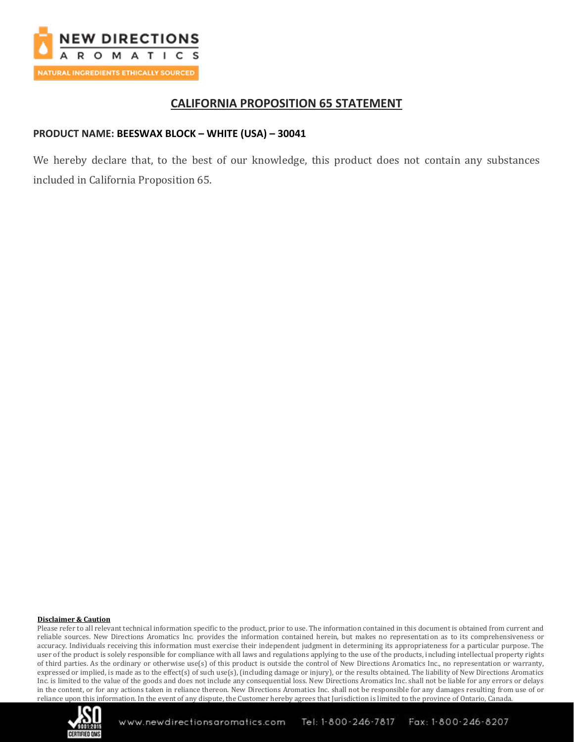# CALIFORNIA PROPOSITION 65 STATEMENT

**PRODUCT NAME: BEESWAX BLOCK – WHITE (USA) – 30041**

We hereby declare that, to the best of our knowledge, this product does not contain any substances included in California Proposition 65.

**Disclaimer & Caution**

Please refer to all relevant technical information specific to the product, prior to use. The information contained in this document is obtained from current and reliable sources. New Directions Aromatics Inc. provides the information contained herein, but makes no representation as to its comprehensiveness or accuracy. Individuals receiving this information must exercise their independent judgment in determining its appropriateness for a particular purpose. The user of the product is solely responsible for compliance with all laws and regulations applying to the use of the products, including intellectual property rights of third parties. As the ordinary or otherwise use(s) of this product is outside the control of New Directions Aromatics Inc., no representation or warranty, expressed or implied, is made as to the effect(s) of such use(s), (including damage or injury), or the results obtained. The liability of New Directions Aromatics Inc. is limited to the value of the goods and does not include any consequential loss. New Directions Aromatics Inc. shall not be liable for any errors or delays in the content, or for any actions taken in reliance thereon. New Directions Aromatics Inc. shall not be responsible for any damages resulting from use of or reliance upon this information. In the event of any dispute, the Customer hereby agrees that Jurisdiction is limited to the province of Ontario, Canada.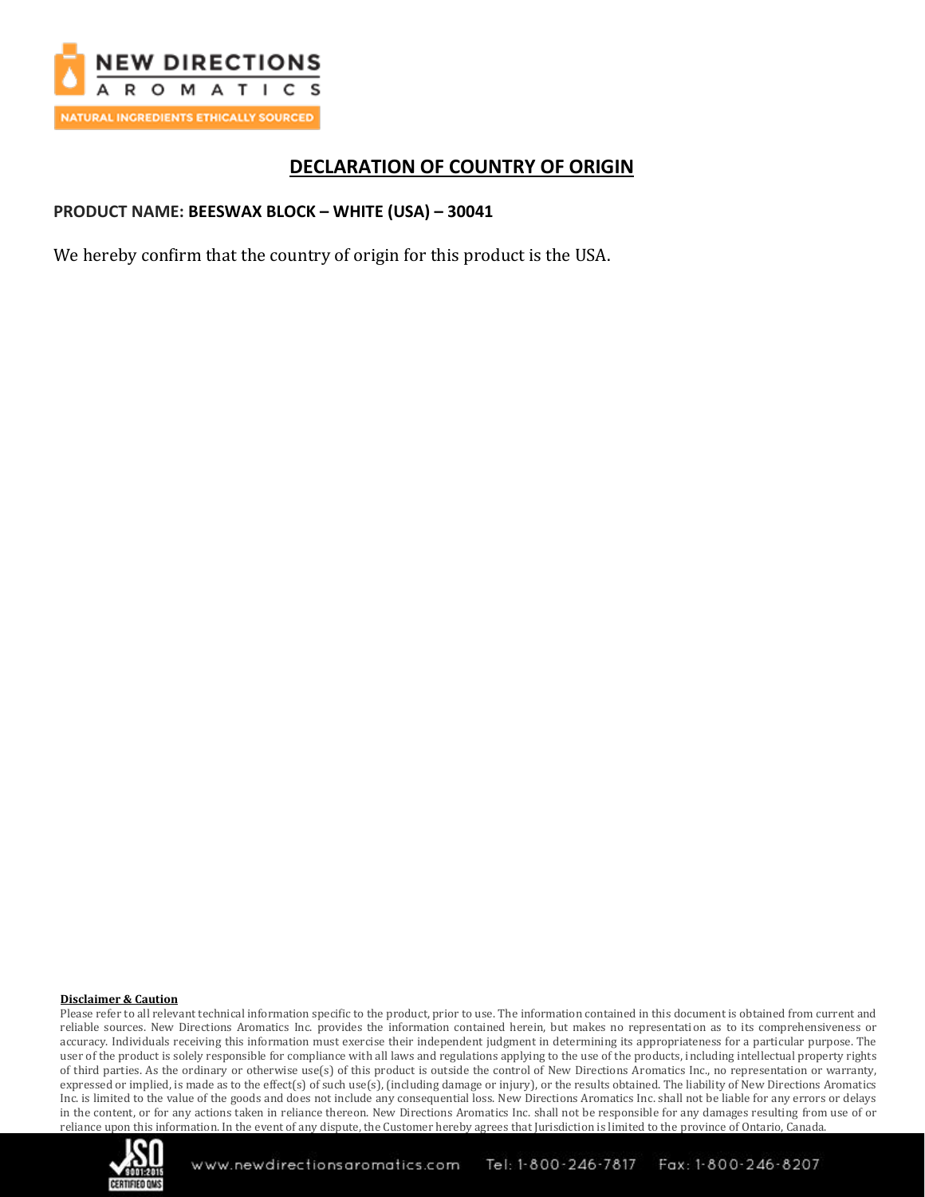# DECLARATION OF COUNTRY OF ORIGIN

**PRODUCT NAME: BEESWAX BLOCK – WHITE (USA) – 30041**

We hereby confirm that the country of origin for this product is the USA.

**Disclaimer & Caution**

Please refer to all relevant technical information specific to the product, prior to use. The information contained in this document is obtained from current and reliable sources. New Directions Aromatics Inc. provides the information contained herein, but makes no representation as to its comprehensiveness or accuracy. Individuals receiving this information must exercise their independent judgment in determining its appropriateness for a particular purpose. The user of the product is solely responsible for compliance with all laws and regulations applying to the use of the products, including intellectual property rights of third parties. As the ordinary or otherwise use(s) of this product is outside the control of New Directions Aromatics Inc., no representation or warranty, expressed or implied, is made as to the effect(s) of such use(s), (including damage or injury), or the results obtained. The liability of New Directions Aromatics Inc. is limited to the value of the goods and does not include any consequential loss. New Directions Aromatics Inc. shall not be liable for any errors or delays in the content, or for any actions taken in reliance thereon. New Directions Aromatics Inc. shall not be responsible for any damages resulting from use of or reliance upon this information. In the event of any dispute, the Customer hereby agrees that Jurisdiction is limited to the province of Ontario, Canada.

www.newdirectionsaromatics.com Tel: 1-800-246-7817 Fax: 1-800-246-8207